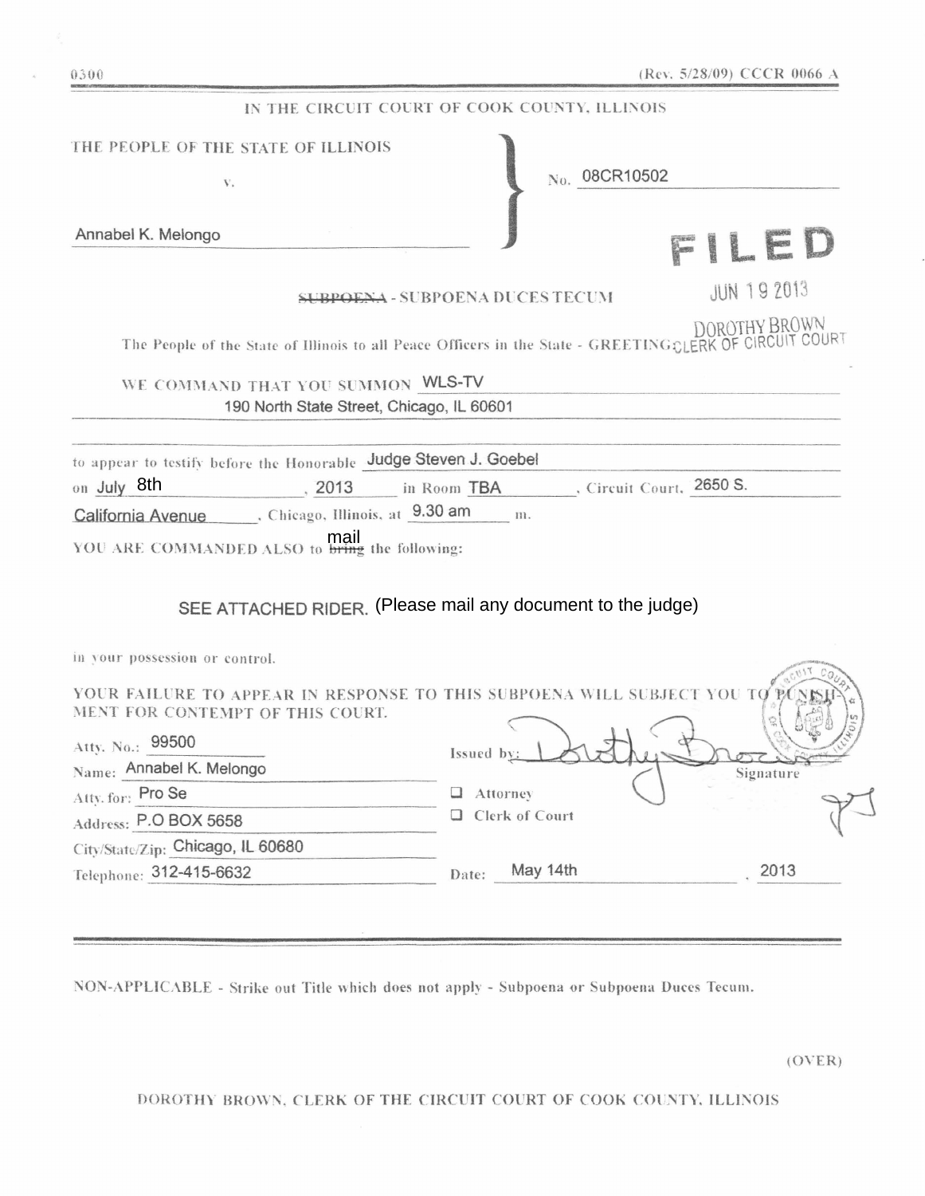0300 (Rev. 5/28/09) CCCR 0066 A

IN THE CIRCUIT COURT OF COOK COUNTY, ILLINOIS

THE PEOPLE OF THE STATE OF ILLINOIS

v.

Annabel K. Melongo

No. 08CR10502

FILED

JUN 19 2013

DOROTHY BROWN
CLERK OF CIRCUIT COURT

~~SUBPOENA~~ - SUBPOENA DUCES TECUM

The People of the State of Illinois to all Peace Officers in the State - GREETING:

WE COMMAND THAT YOU SUMMON WLS-TV
190 North State Street, Chicago, IL 60601

to appear to testify before the Honorable Judge Steven J. Goebel on July 8th, 2013 in Room TBA, Circuit Court, 2650 S. California Avenue, Chicago, Illinois, at 9.30 am m.

YOU ARE COMMANDED ALSO to ~~bring~~ mail the following:

SEE ATTACHED RIDER. (Please mail any document to the judge)

in your possession or control.

YOUR FAILURE TO APPEAR IN RESPONSE TO THIS SUBPOENA WILL SUBJECT YOU TO PUNISHMENT FOR CONTEMPT OF THIS COURT.

Atty. No.: 99500
Name: Annabel K. Melongo
Atty. for: Pro Se
Address: P.O BOX 5658
City/State/Zip: Chicago, IL 60680
Telephone: 312-415-6632

Issued by: [Signature]
Signature

☐ Attorney
☐ Clerk of Court

Date: May 14th, 2013

NON-APPLICABLE - Strike out Title which does not apply - Subpoena or Subpoena Duces Tecum.

(OVER)

DOROTHY BROWN, CLERK OF THE CIRCUIT COURT OF COOK COUNTY, ILLINOIS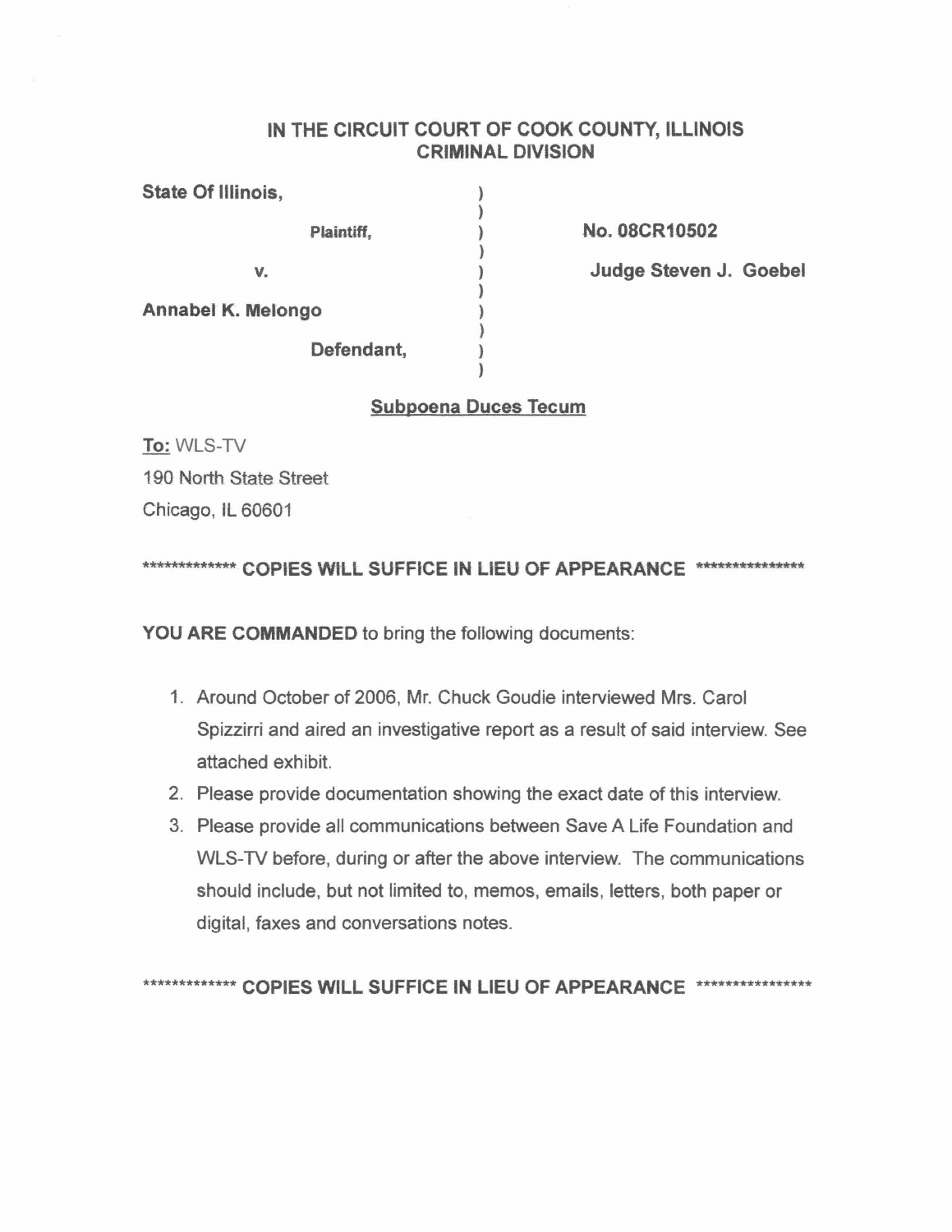## IN THE CIRCUIT COURT OF COOK COUNTY, ILLINOIS
## CRIMINAL DIVISION

**State Of Illinois,**

**Plaintiff,**

**v.**

**Annabel K. Melongo**

**Defendant,**

**No. 08CR10502**

**Judge Steven J. Goebel**

**Subpoena Duces Tecum**

**To:** WLS-TV
190 North State Street
Chicago, IL 60601

**************\*\*\* COPIES WILL SUFFICE IN LIEU OF APPEARANCE ****************

**YOU ARE COMMANDED** to bring the following documents:

1. Around October of 2006, Mr. Chuck Goudie interviewed Mrs. Carol Spizzirri and aired an investigative report as a result of said interview. See attached exhibit.
2. Please provide documentation showing the exact date of this interview.
3. Please provide all communications between Save A Life Foundation and WLS-TV before, during or after the above interview. The communications should include, but not limited to, memos, emails, letters, both paper or digital, faxes and conversations notes.

************* COPIES WILL SUFFICE IN LIEU OF APPEARANCE ****************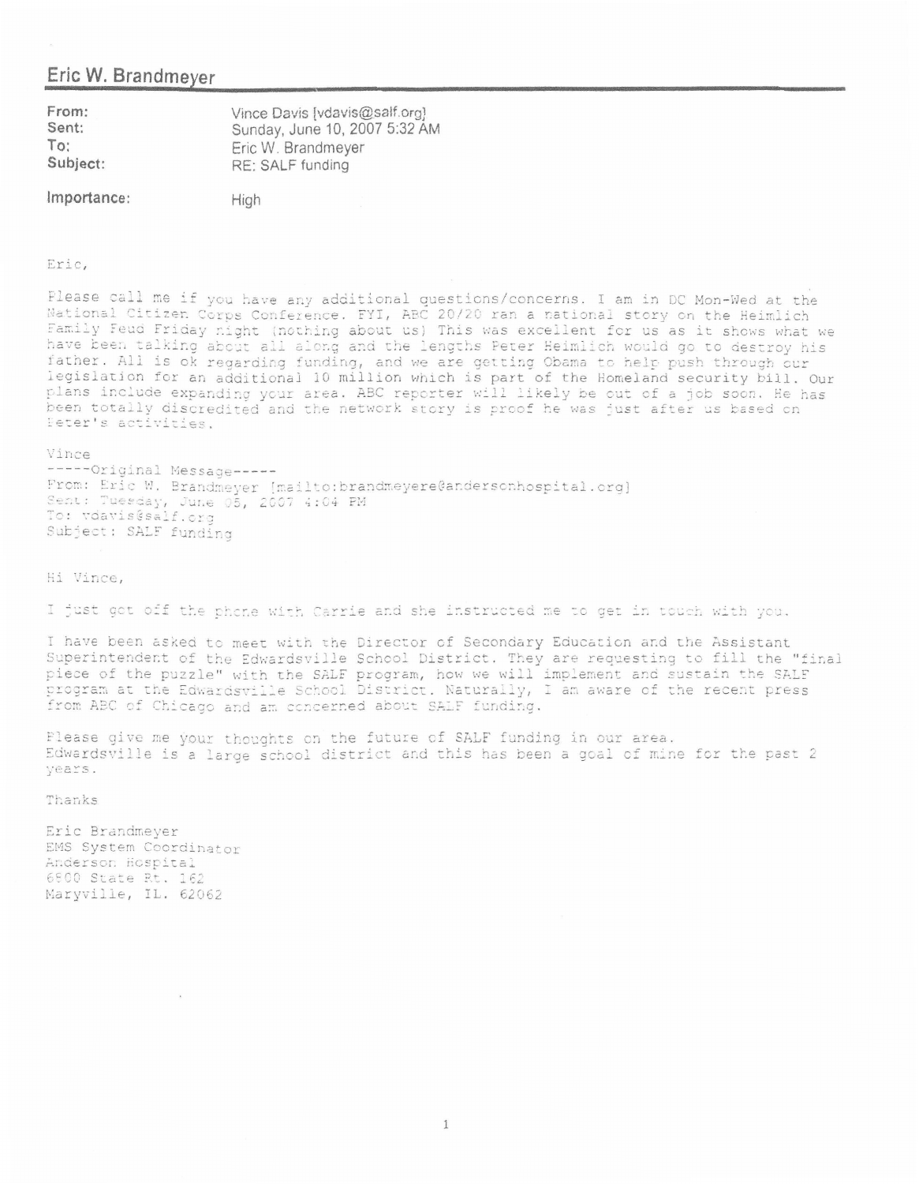## Eric W. Brandmeyer

**From:** Vince Davis [vdavis@salf.org]
**Sent:** Sunday, June 10, 2007 5:32 AM
**To:** Eric W. Brandmeyer
**Subject:** RE: SALF funding

**Importance:** High

Eric,

Please call me if you have any additional questions/concerns. I am in DC Mon-Wed at the National Citizen Corps Conference. FYI, ABC 20/20 ran a national story on the Heimlich Family Feud Friday night (nothing about us) This was excellent for us as it shows what we have been talking about all along and the lengths Peter Heimlich would go to destroy his father. All is ok regarding funding, and we are getting Obama to help push through our legislation for an additional 10 million which is part of the Homeland security bill. Our plans include expanding your area. ABC reporter will likely be out of a job soon. He has been totally discredited and the network story is proof he was just after us based on Peter's activities.

Vince

-----Original Message-----
From: Eric W. Brandmeyer [mailto:brandmeyere@andersonhospital.org]
Sent: Tuesday, June 05, 2007 4:04 PM
To: vdavis@salf.org
Subject: SALF funding

Hi Vince,

I just got off the phone with Carrie and she instructed me to get in touch with you.

I have been asked to meet with the Director of Secondary Education and the Assistant Superintendent of the Edwardsville School District. They are requesting to fill the "final piece of the puzzle" with the SALF program, how we will implement and sustain the SALF program at the Edwardsville School District. Naturally, I am aware of the recent press from ABC of Chicago and am concerned about SALF funding.

Please give me your thoughts on the future of SALF funding in our area.
Edwardsville is a large school district and this has been a goal of mine for the past 2 years.

Thanks

Eric Brandmeyer
EMS System Coordinator
Anderson Hospital
6800 State Rt. 162
Maryville, IL. 62062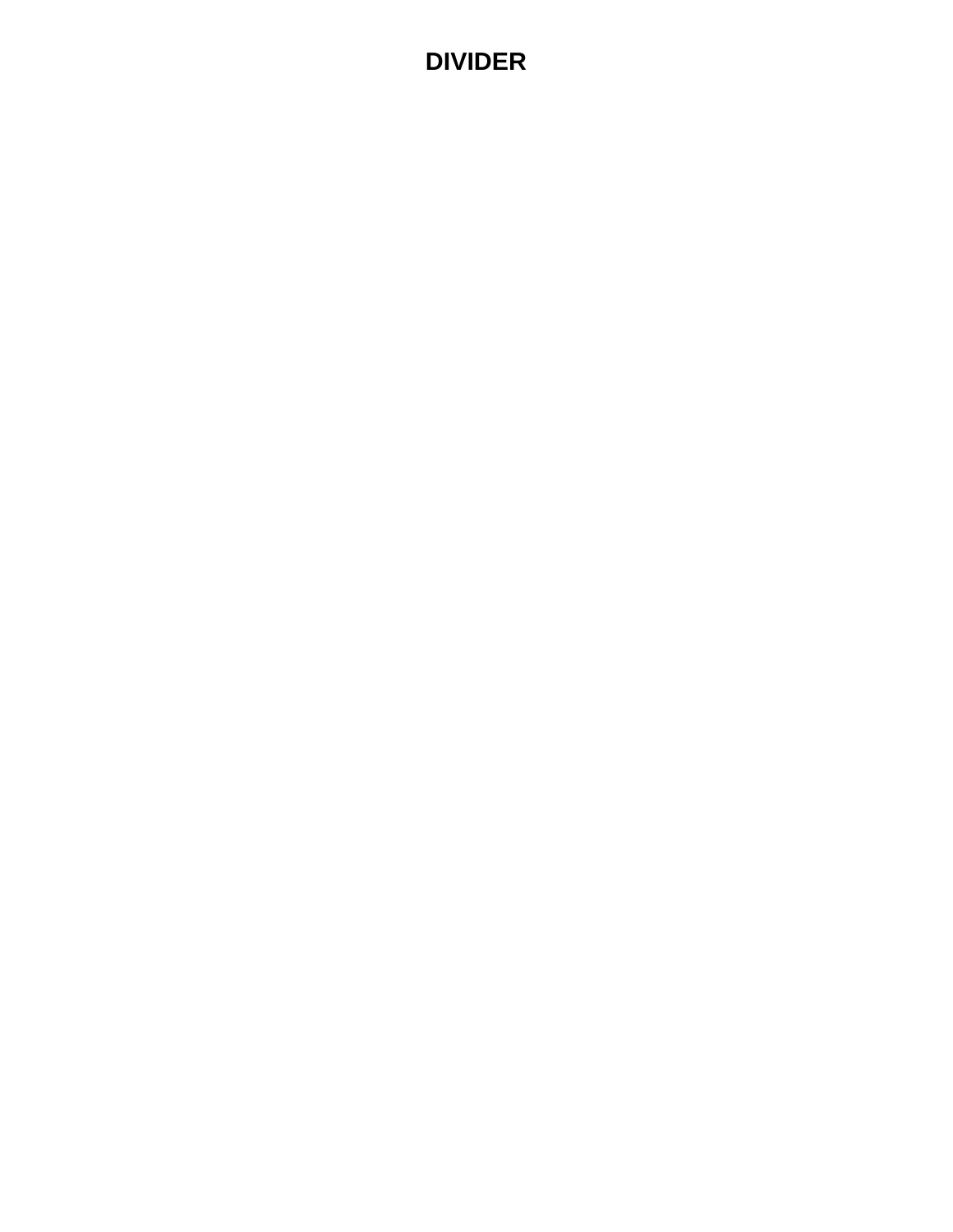# DIVIDER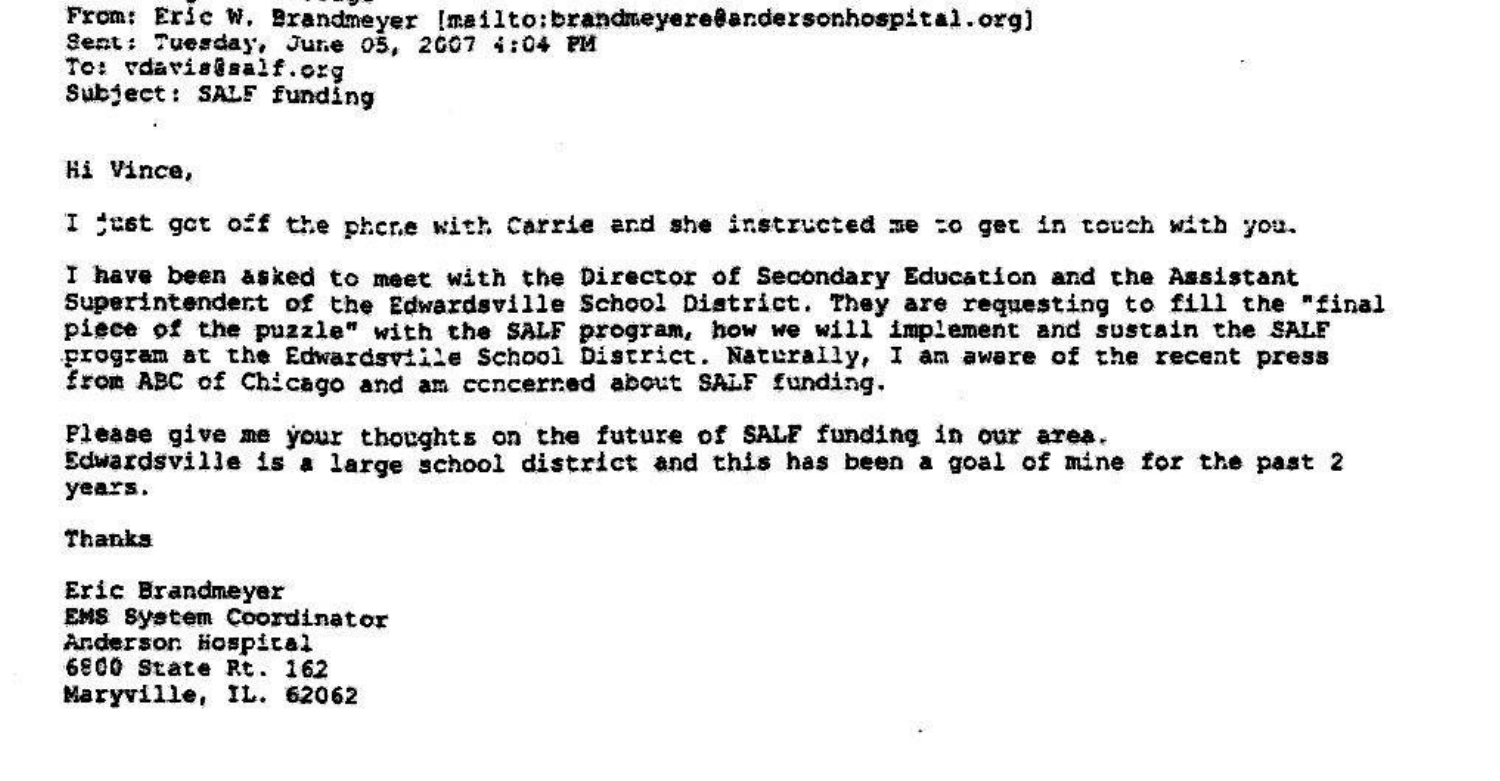From: Eric W. Brandmeyer [mailto:brandmeyere@andersonhospital.org]
Sent: Tuesday, June 05, 2007 4:04 PM
To: vdavis@salf.org
Subject: SALF funding

Hi Vince,

I just got off the phone with Carrie and she instructed me to get in touch with you.

I have been asked to meet with the Director of Secondary Education and the Assistant Superintendent of the Edwardsville School District. They are requesting to fill the "final piece of the puzzle" with the SALF program, how we will implement and sustain the SALF program at the Edwardsville School District. Naturally, I am aware of the recent press from ABC of Chicago and am concerned about SALF funding.

Please give me your thoughts on the future of SALF funding in our area.
Edwardsville is a large school district and this has been a goal of mine for the past 2 years.

Thanks

Eric Brandmeyer
EMS System Coordinator
Anderson Hospital
6800 State Rt. 162
Maryville, IL. 62062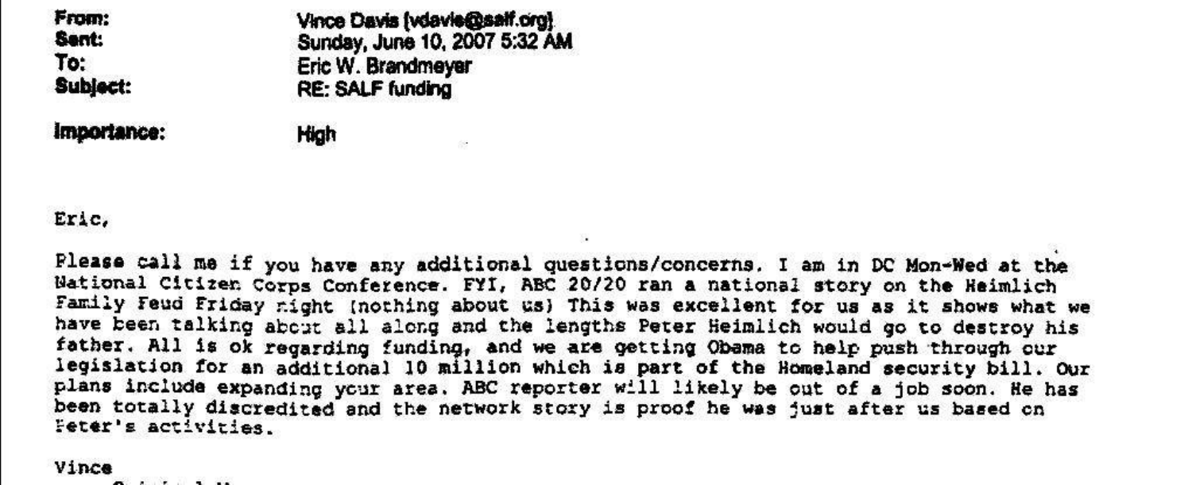**From:** Vince Davis (vdavis@salf.org)
**Sent:** Sunday, June 10, 2007 5:32 AM
**To:** Eric W. Brandmeyer
**Subject:** RE: SALF funding

**Importance:** High

Eric,

Please call me if you have any additional questions/concerns. I am in DC Mon-Wed at the National Citizen Corps Conference. FYI, ABC 20/20 ran a national story on the Heimlich Family Feud Friday night (nothing about us) This was excellent for us as it shows what we have been talking about all along and the lengths Peter Heimlich would go to destroy his father. All is ok regarding funding, and we are getting Obama to help push through our legislation for an additional 10 million which is part of the Homeland security bill. Our plans include expanding your area. ABC reporter will likely be out of a job soon. He has been totally discredited and the network story is proof he was just after us based on Peter's activities.

Vince